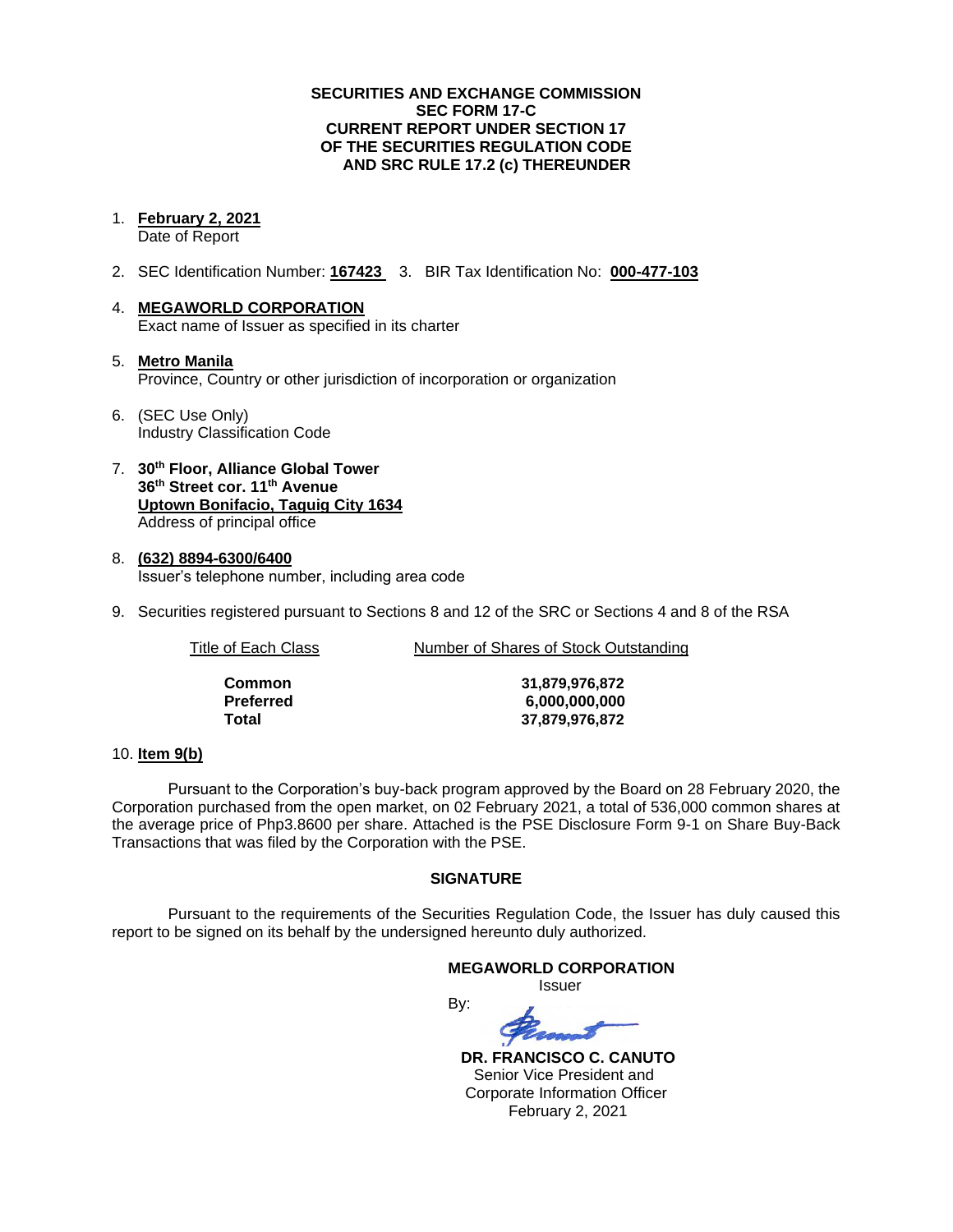**SECURITIES AND EXCHANGE COMMISSION**
**SEC FORM 17-C**
**CURRENT REPORT UNDER SECTION 17**
**OF THE SECURITIES REGULATION CODE**
**AND SRC RULE 17.2 (c) THEREUNDER**

1. **February 2, 2021**
   Date of Report

2. SEC Identification Number: **167423** 3. BIR Tax Identification No: **000-477-103**

4. **MEGAWORLD CORPORATION**
   Exact name of Issuer as specified in its charter

5. **Metro Manila**
   Province, Country or other jurisdiction of incorporation or organization

6. (SEC Use Only)
   Industry Classification Code

7. **30th Floor, Alliance Global Tower**
   **36th Street cor. 11th Avenue**
   **Uptown Bonifacio, Taguig City 1634**
   Address of principal office

8. **(632) 8894-6300/6400**
   Issuer's telephone number, including area code

9. Securities registered pursuant to Sections 8 and 12 of the SRC or Sections 4 and 8 of the RSA

| Title of Each Class | Number of Shares of Stock Outstanding |
|---|---|
| **Common** | **31,879,976,872** |
| **Preferred** | **6,000,000,000** |
| **Total** | **37,879,976,872** |

10. **Item 9(b)**

Pursuant to the Corporation's buy-back program approved by the Board on 28 February 2020, the Corporation purchased from the open market, on 02 February 2021, a total of 536,000 common shares at the average price of Php3.8600 per share. Attached is the PSE Disclosure Form 9-1 on Share Buy-Back Transactions that was filed by the Corporation with the PSE.

**SIGNATURE**

Pursuant to the requirements of the Securities Regulation Code, the Issuer has duly caused this report to be signed on its behalf by the undersigned hereunto duly authorized.

**MEGAWORLD CORPORATION**
Issuer

By:

**DR. FRANCISCO C. CANUTO**
Senior Vice President and
Corporate Information Officer
February 2, 2021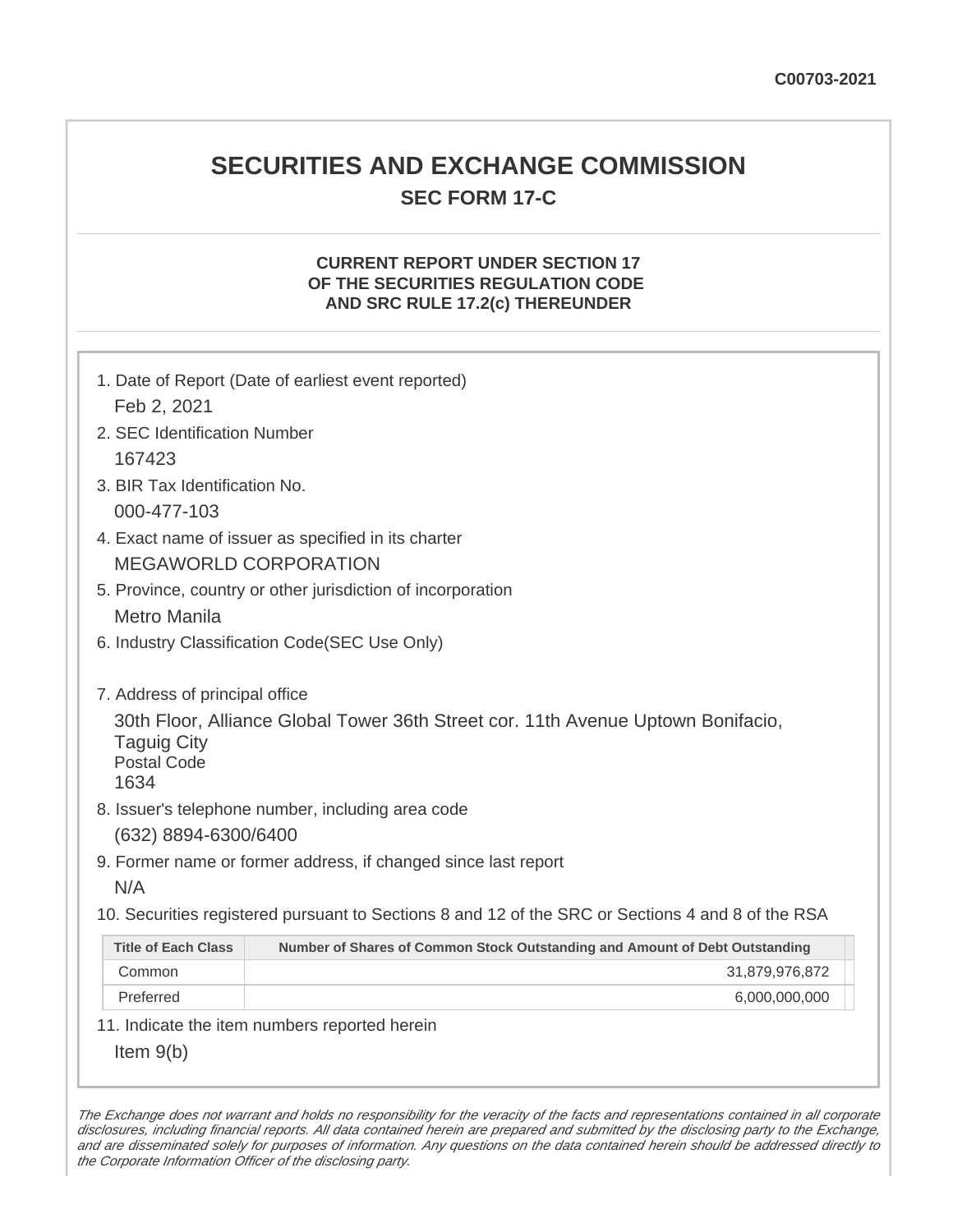C00703-2021

# SECURITIES AND EXCHANGE COMMISSION

## SEC FORM 17-C

### CURRENT REPORT UNDER SECTION 17 OF THE SECURITIES REGULATION CODE AND SRC RULE 17.2(c) THEREUNDER

1. Date of Report (Date of earliest event reported)
   Feb 2, 2021
2. SEC Identification Number
   167423
3. BIR Tax Identification No.
   000-477-103
4. Exact name of issuer as specified in its charter
   MEGAWORLD CORPORATION
5. Province, country or other jurisdiction of incorporation
   Metro Manila
6. Industry Classification Code(SEC Use Only)

7. Address of principal office
   30th Floor, Alliance Global Tower 36th Street cor. 11th Avenue Uptown Bonifacio, Taguig City
   Postal Code
   1634
8. Issuer's telephone number, including area code
   (632) 8894-6300/6400
9. Former name or former address, if changed since last report
   N/A
10. Securities registered pursuant to Sections 8 and 12 of the SRC or Sections 4 and 8 of the RSA

| Title of Each Class | Number of Shares of Common Stock Outstanding and Amount of Debt Outstanding |
|---|---|
| Common | 31,879,976,872 |
| Preferred | 6,000,000,000 |

11. Indicate the item numbers reported herein
    Item 9(b)

*The Exchange does not warrant and holds no responsibility for the veracity of the facts and representations contained in all corporate disclosures, including financial reports. All data contained herein are prepared and submitted by the disclosing party to the Exchange, and are disseminated solely for purposes of information. Any questions on the data contained herein should be addressed directly to the Corporate Information Officer of the disclosing party.*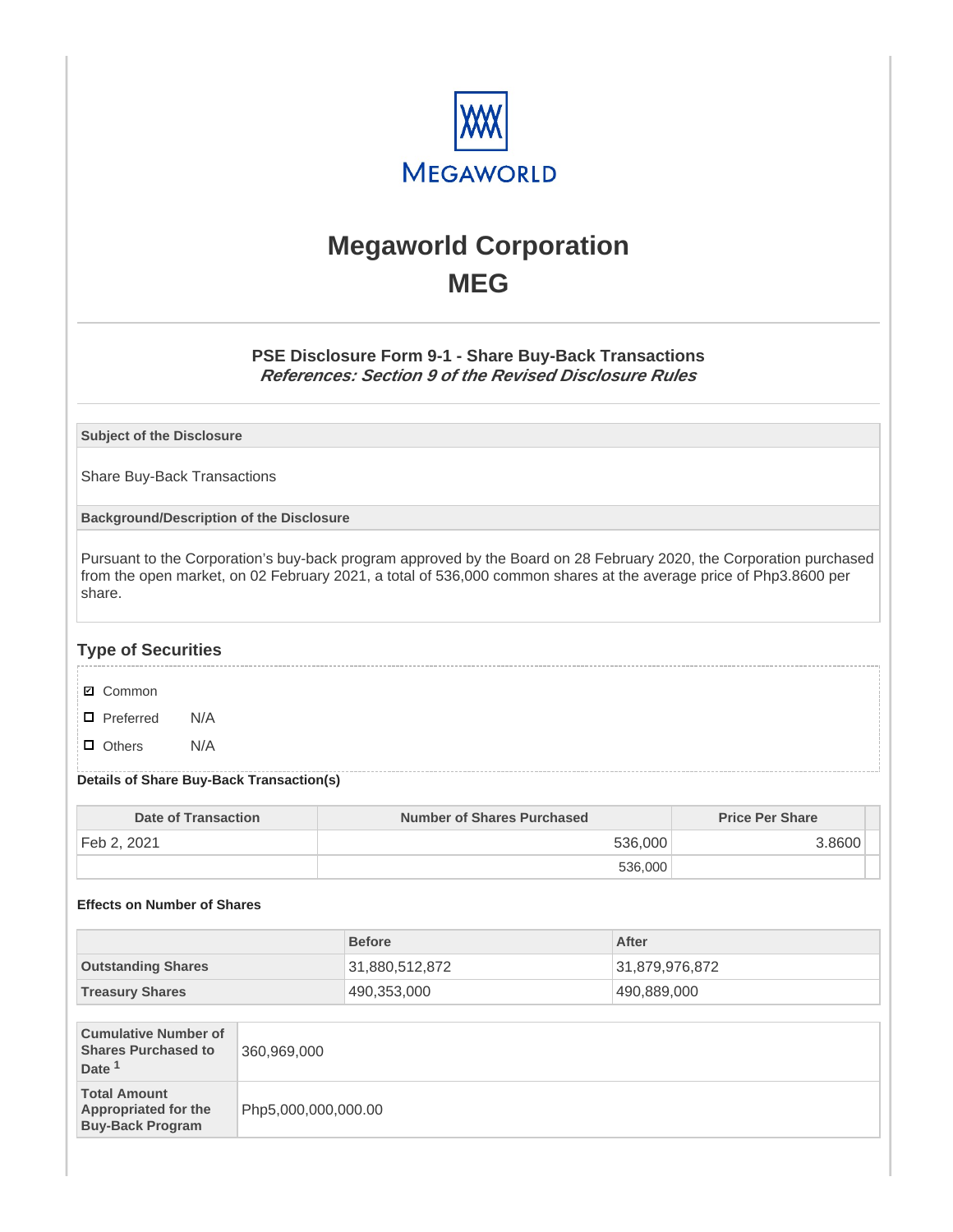MEGAWORLD

# Megaworld Corporation
# MEG

### PSE Disclosure Form 9-1 - Share Buy-Back Transactions
***References: Section 9 of the Revised Disclosure Rules***

| Subject of the Disclosure |
|---|
| Share Buy-Back Transactions |

| Background/Description of the Disclosure |
|---|
| Pursuant to the Corporation's buy-back program approved by the Board on 28 February 2020, the Corporation purchased from the open market, on 02 February 2021, a total of 536,000 common shares at the average price of Php3.8600 per share. |

## Type of Securities

- ☑ Common
- ☐ Preferred N/A
- ☐ Others N/A

**Details of Share Buy-Back Transaction(s)**

| Date of Transaction | Number of Shares Purchased | Price Per Share |
|---|---|---|
| Feb 2, 2021 | 536,000 | 3.8600 |
| | 536,000 | |

**Effects on Number of Shares**

| | Before | After |
|---|---|---|
| **Outstanding Shares** | 31,880,512,872 | 31,879,976,872 |
| **Treasury Shares** | 490,353,000 | 490,889,000 |

| | |
|---|---|
| **Cumulative Number of Shares Purchased to Date** [1] | 360,969,000 |
| **Total Amount Appropriated for the Buy-Back Program** | Php5,000,000,000.00 |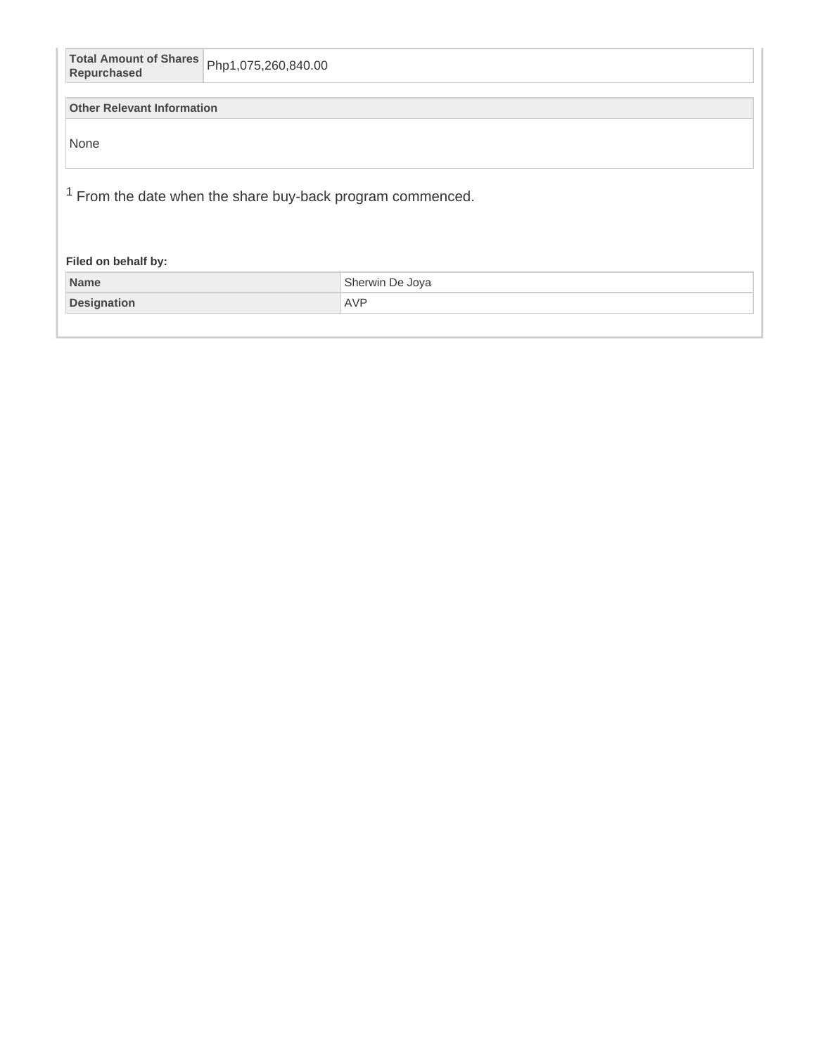| | |
|---|---|
| **Total Amount of Shares Repurchased** | Php1,075,260,840.00 |

| **Other Relevant Information** |
|---|
| None |

[1] From the date when the share buy-back program commenced.

**Filed on behalf by:**

| | |
|---|---|
| **Name** | Sherwin De Joya |
| **Designation** | AVP |